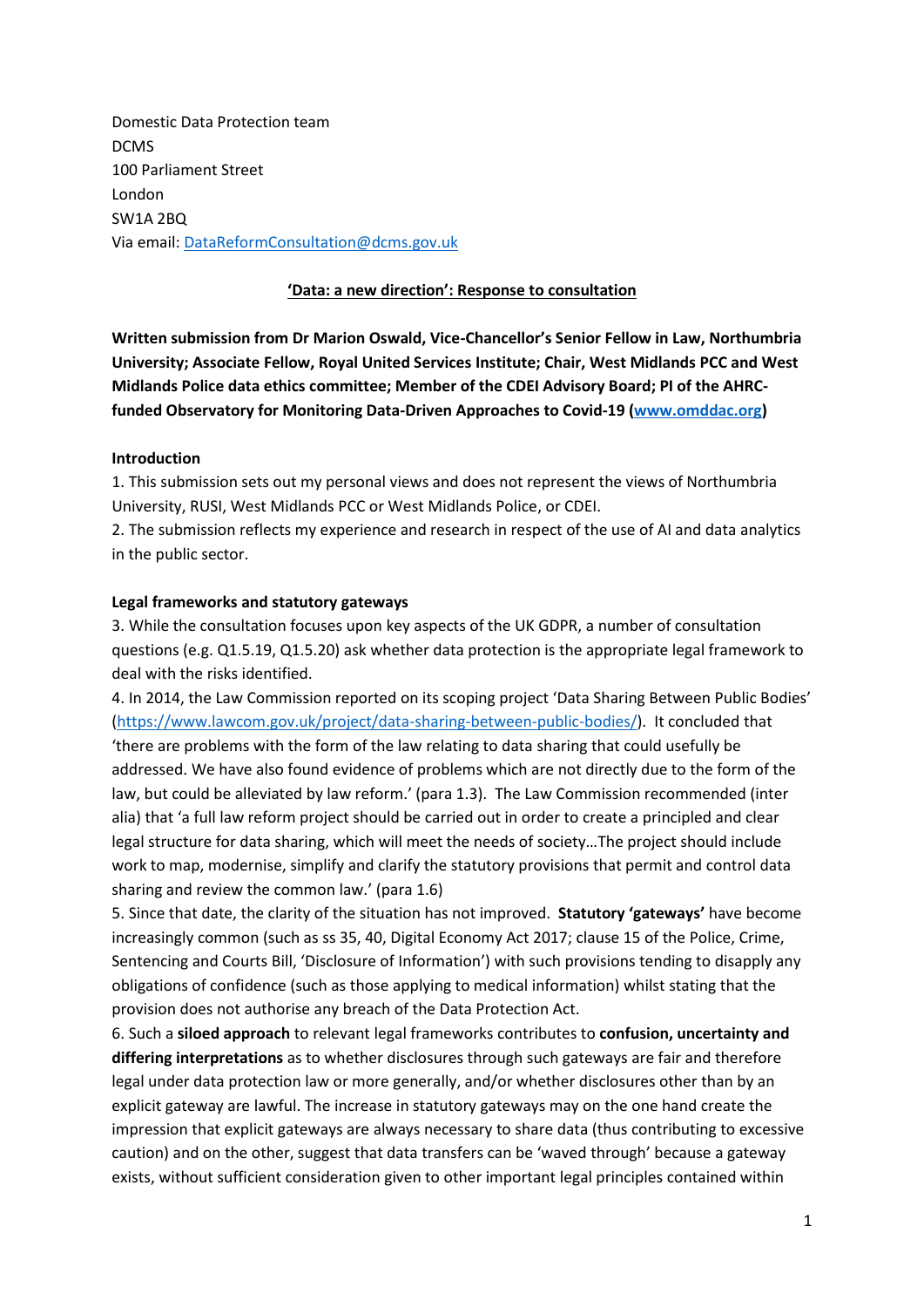Domestic Data Protection team
DCMS
100 Parliament Street
London
SW1A 2BQ
Via email: [DataReformConsultation@dcms.gov.uk](mailto:DataReformConsultation@dcms.gov.uk)

## 'Data: a new direction': Response to consultation

**Written submission from Dr Marion Oswald, Vice-Chancellor's Senior Fellow in Law, Northumbria University; Associate Fellow, Royal United Services Institute; Chair, West Midlands PCC and West Midlands Police data ethics committee; Member of the CDEI Advisory Board; PI of the AHRC-funded Observatory for Monitoring Data-Driven Approaches to Covid-19 ([www.omddac.org](http://www.omddac.org))**

### Introduction

1. This submission sets out my personal views and does not represent the views of Northumbria University, RUSI, West Midlands PCC or West Midlands Police, or CDEI.
2. The submission reflects my experience and research in respect of the use of AI and data analytics in the public sector.

### Legal frameworks and statutory gateways

3. While the consultation focuses upon key aspects of the UK GDPR, a number of consultation questions (e.g. Q1.5.19, Q1.5.20) ask whether data protection is the appropriate legal framework to deal with the risks identified.
4. In 2014, the Law Commission reported on its scoping project 'Data Sharing Between Public Bodies' (<https://www.lawcom.gov.uk/project/data-sharing-between-public-bodies/>). It concluded that 'there are problems with the form of the law relating to data sharing that could usefully be addressed. We have also found evidence of problems which are not directly due to the form of the law, but could be alleviated by law reform.' (para 1.3). The Law Commission recommended (inter alia) that 'a full law reform project should be carried out in order to create a principled and clear legal structure for data sharing, which will meet the needs of society…The project should include work to map, modernise, simplify and clarify the statutory provisions that permit and control data sharing and review the common law.' (para 1.6)
5. Since that date, the clarity of the situation has not improved. **Statutory 'gateways'** have become increasingly common (such as ss 35, 40, Digital Economy Act 2017; clause 15 of the Police, Crime, Sentencing and Courts Bill, 'Disclosure of Information') with such provisions tending to disapply any obligations of confidence (such as those applying to medical information) whilst stating that the provision does not authorise any breach of the Data Protection Act.
6. Such a **siloed approach** to relevant legal frameworks contributes to **confusion, uncertainty and differing interpretations** as to whether disclosures through such gateways are fair and therefore legal under data protection law or more generally, and/or whether disclosures other than by an explicit gateway are lawful. The increase in statutory gateways may on the one hand create the impression that explicit gateways are always necessary to share data (thus contributing to excessive caution) and on the other, suggest that data transfers can be 'waved through' because a gateway exists, without sufficient consideration given to other important legal principles contained within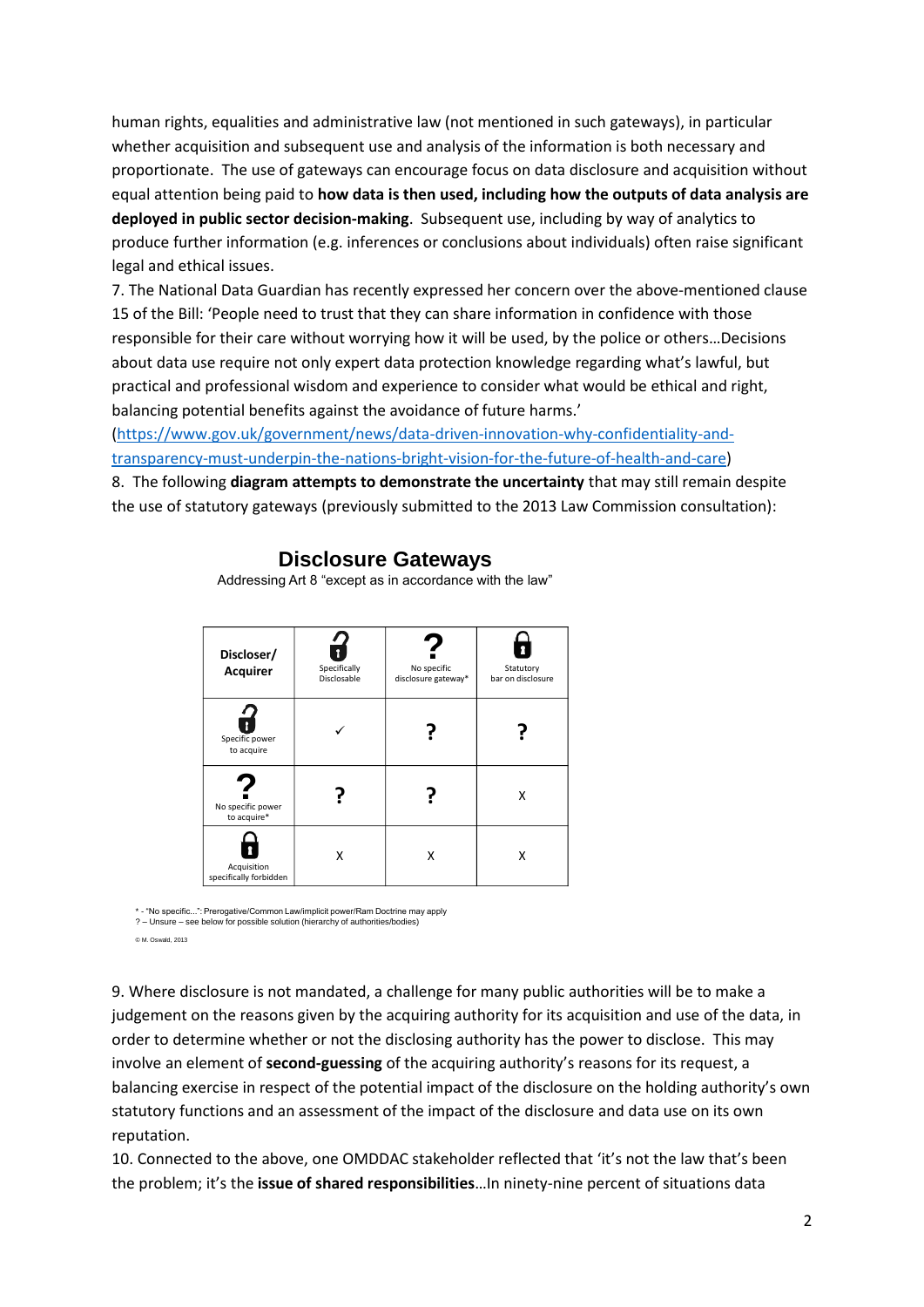human rights, equalities and administrative law (not mentioned in such gateways), in particular whether acquisition and subsequent use and analysis of the information is both necessary and proportionate. The use of gateways can encourage focus on data disclosure and acquisition without equal attention being paid to **how data is then used, including how the outputs of data analysis are deployed in public sector decision-making**. Subsequent use, including by way of analytics to produce further information (e.g. inferences or conclusions about individuals) often raise significant legal and ethical issues.

7. The National Data Guardian has recently expressed her concern over the above-mentioned clause 15 of the Bill: 'People need to trust that they can share information in confidence with those responsible for their care without worrying how it will be used, by the police or others…Decisions about data use require not only expert data protection knowledge regarding what's lawful, but practical and professional wisdom and experience to consider what would be ethical and right, balancing potential benefits against the avoidance of future harms.' (https://www.gov.uk/government/news/data-driven-innovation-why-confidentiality-and-transparency-must-underpin-the-nations-bright-vision-for-the-future-of-health-and-care)

8. The following **diagram attempts to demonstrate the uncertainty** that may still remain despite the use of statutory gateways (previously submitted to the 2013 Law Commission consultation):

## Disclosure Gateways

Addressing Art 8 "except as in accordance with the law"

| Discloser/ Acquirer | Specifically Disclosable | No specific disclosure gateway* | Statutory bar on disclosure |
|---|---|---|---|
| Specific power to acquire | ✓ | ? | ? |
| No specific power to acquire* | ? | ? | X |
| Acquisition specifically forbidden | X | X | X |

\* - "No specific...": Prerogative/Common Law/implicit power/Ram Doctrine may apply
? – Unsure – see below for possible solution (hierarchy of authorities/bodies)

© M. Oswald, 2013

9. Where disclosure is not mandated, a challenge for many public authorities will be to make a judgement on the reasons given by the acquiring authority for its acquisition and use of the data, in order to determine whether or not the disclosing authority has the power to disclose. This may involve an element of **second-guessing** of the acquiring authority's reasons for its request, a balancing exercise in respect of the potential impact of the disclosure on the holding authority's own statutory functions and an assessment of the impact of the disclosure and data use on its own reputation.

10. Connected to the above, one OMDDAC stakeholder reflected that 'it's not the law that's been the problem; it's the **issue of shared responsibilities**…In ninety-nine percent of situations data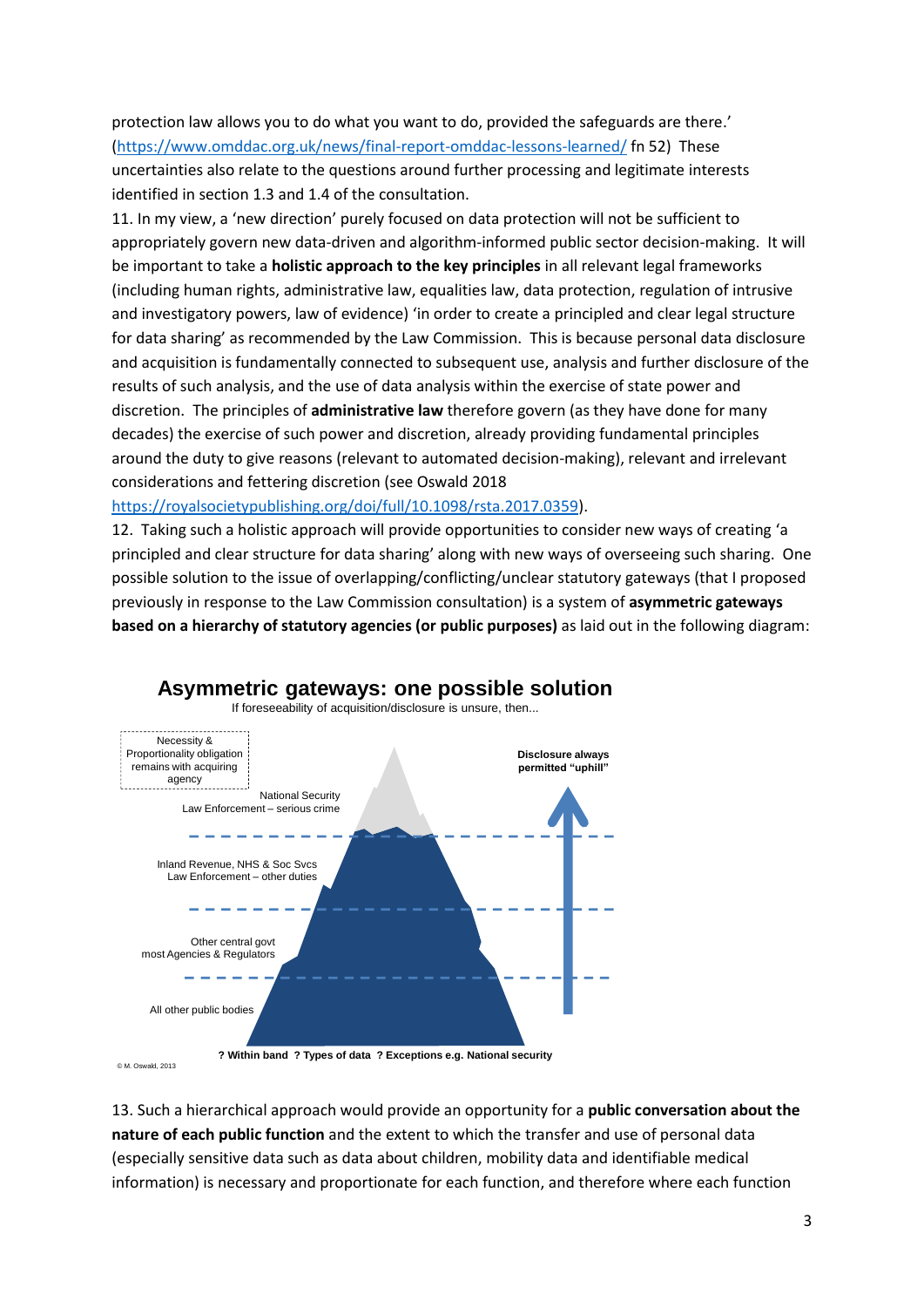protection law allows you to do what you want to do, provided the safeguards are there.' (https://www.omddac.org.uk/news/final-report-omddac-lessons-learned/ fn 52) These uncertainties also relate to the questions around further processing and legitimate interests identified in section 1.3 and 1.4 of the consultation.

11. In my view, a 'new direction' purely focused on data protection will not be sufficient to appropriately govern new data-driven and algorithm-informed public sector decision-making. It will be important to take a **holistic approach to the key principles** in all relevant legal frameworks (including human rights, administrative law, equalities law, data protection, regulation of intrusive and investigatory powers, law of evidence) 'in order to create a principled and clear legal structure for data sharing' as recommended by the Law Commission. This is because personal data disclosure and acquisition is fundamentally connected to subsequent use, analysis and further disclosure of the results of such analysis, and the use of data analysis within the exercise of state power and discretion. The principles of **administrative law** therefore govern (as they have done for many decades) the exercise of such power and discretion, already providing fundamental principles around the duty to give reasons (relevant to automated decision-making), relevant and irrelevant considerations and fettering discretion (see Oswald 2018 https://royalsocietypublishing.org/doi/full/10.1098/rsta.2017.0359).

12. Taking such a holistic approach will provide opportunities to consider new ways of creating 'a principled and clear structure for data sharing' along with new ways of overseeing such sharing. One possible solution to the issue of overlapping/conflicting/unclear statutory gateways (that I proposed previously in response to the Law Commission consultation) is a system of **asymmetric gateways based on a hierarchy of statutory agencies (or public purposes)** as laid out in the following diagram:

**Asymmetric gateways: one possible solution**

If foreseeability of acquisition/disclosure is unsure, then...

Necessity & Proportionality obligation remains with acquiring agency

Disclosure always permitted "uphill"

National Security
Law Enforcement – serious crime

Inland Revenue, NHS & Soc Svcs
Law Enforcement – other duties

Other central govt
most Agencies & Regulators

All other public bodies

**? Within band ? Types of data ? Exceptions e.g. National security**

© M. Oswald, 2013

13. Such a hierarchical approach would provide an opportunity for a **public conversation about the nature of each public function** and the extent to which the transfer and use of personal data (especially sensitive data such as data about children, mobility data and identifiable medical information) is necessary and proportionate for each function, and therefore where each function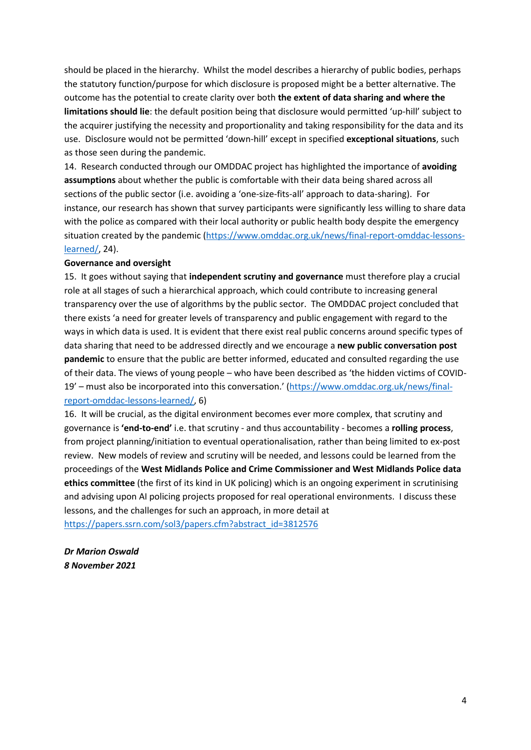should be placed in the hierarchy. Whilst the model describes a hierarchy of public bodies, perhaps the statutory function/purpose for which disclosure is proposed might be a better alternative. The outcome has the potential to create clarity over both **the extent of data sharing and where the limitations should lie**: the default position being that disclosure would permitted 'up-hill' subject to the acquirer justifying the necessity and proportionality and taking responsibility for the data and its use. Disclosure would not be permitted 'down-hill' except in specified **exceptional situations**, such as those seen during the pandemic.

14. Research conducted through our OMDDAC project has highlighted the importance of **avoiding assumptions** about whether the public is comfortable with their data being shared across all sections of the public sector (i.e. avoiding a 'one-size-fits-all' approach to data-sharing). For instance, our research has shown that survey participants were significantly less willing to share data with the police as compared with their local authority or public health body despite the emergency situation created by the pandemic (https://www.omddac.org.uk/news/final-report-omddac-lessons-learned/, 24).

**Governance and oversight**

15. It goes without saying that **independent scrutiny and governance** must therefore play a crucial role at all stages of such a hierarchical approach, which could contribute to increasing general transparency over the use of algorithms by the public sector. The OMDDAC project concluded that there exists 'a need for greater levels of transparency and public engagement with regard to the ways in which data is used. It is evident that there exist real public concerns around specific types of data sharing that need to be addressed directly and we encourage a **new public conversation post pandemic** to ensure that the public are better informed, educated and consulted regarding the use of their data. The views of young people – who have been described as 'the hidden victims of COVID-19' – must also be incorporated into this conversation.' (https://www.omddac.org.uk/news/final-report-omddac-lessons-learned/, 6)

16. It will be crucial, as the digital environment becomes ever more complex, that scrutiny and governance is **'end-to-end'** i.e. that scrutiny - and thus accountability - becomes a **rolling process**, from project planning/initiation to eventual operationalisation, rather than being limited to ex-post review. New models of review and scrutiny will be needed, and lessons could be learned from the proceedings of the **West Midlands Police and Crime Commissioner and West Midlands Police data ethics committee** (the first of its kind in UK policing) which is an ongoing experiment in scrutinising and advising upon AI policing projects proposed for real operational environments. I discuss these lessons, and the challenges for such an approach, in more detail at https://papers.ssrn.com/sol3/papers.cfm?abstract_id=3812576

***Dr Marion Oswald***
***8 November 2021***